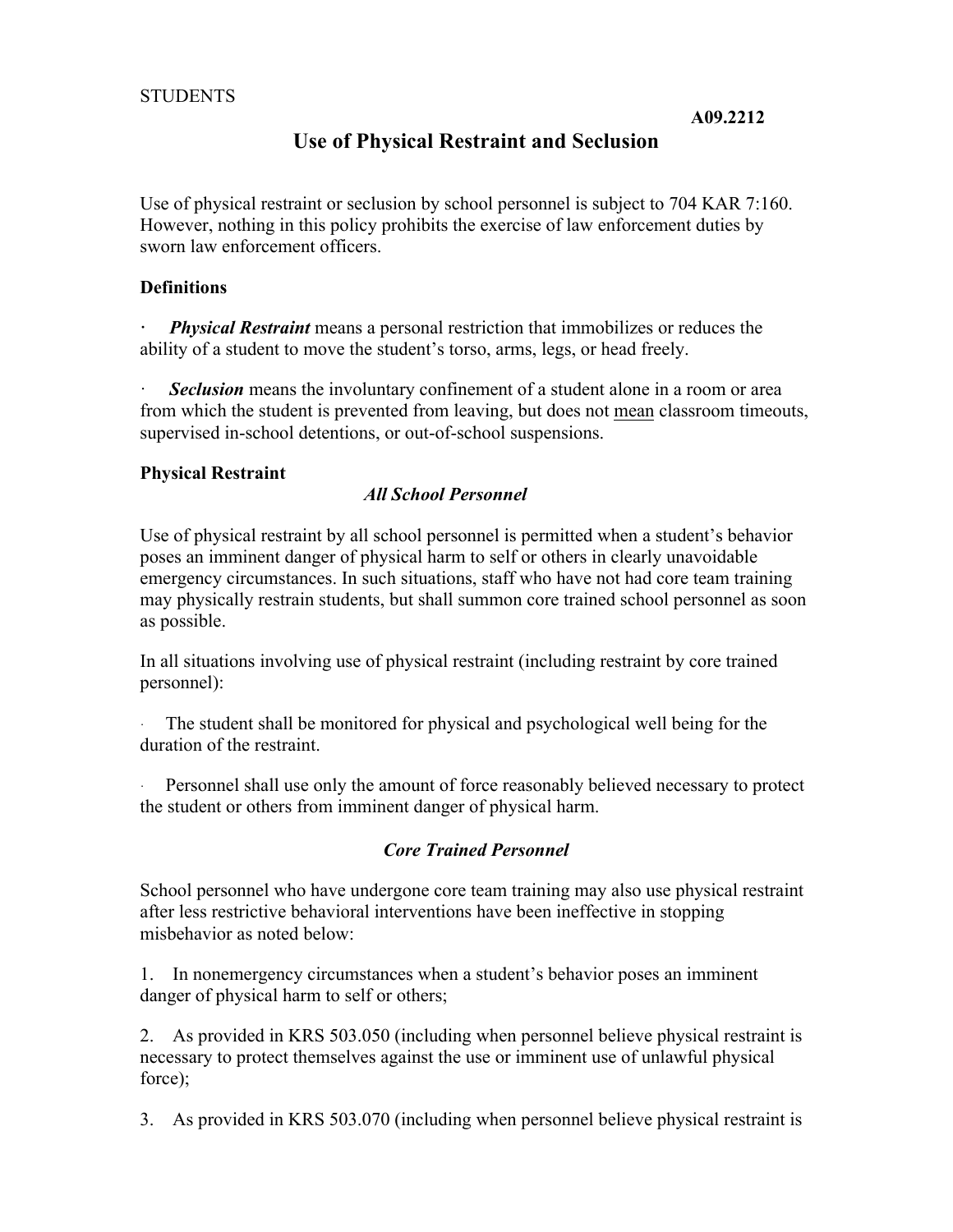STUDENTS

**A09.2212**

# Use of Physical Restraint and Seclusion

Use of physical restraint or seclusion by school personnel is subject to 704 KAR 7:160. However, nothing in this policy prohibits the exercise of law enforcement duties by sworn law enforcement officers.

## Definitions

- ***Physical Restraint*** means a personal restriction that immobilizes or reduces the ability of a student to move the student's torso, arms, legs, or head freely.
- ***Seclusion*** means the involuntary confinement of a student alone in a room or area from which the student is prevented from leaving, but does not <u>mean</u> classroom timeouts, supervised in-school detentions, or out-of-school suspensions.

## Physical Restraint

### *All School Personnel*

Use of physical restraint by all school personnel is permitted when a student's behavior poses an imminent danger of physical harm to self or others in clearly unavoidable emergency circumstances. In such situations, staff who have not had core team training may physically restrain students, but shall summon core trained school personnel as soon as possible.

In all situations involving use of physical restraint (including restraint by core trained personnel):

- The student shall be monitored for physical and psychological well being for the duration of the restraint.
- Personnel shall use only the amount of force reasonably believed necessary to protect the student or others from imminent danger of physical harm.

### *Core Trained Personnel*

School personnel who have undergone core team training may also use physical restraint after less restrictive behavioral interventions have been ineffective in stopping misbehavior as noted below:

1. In nonemergency circumstances when a student's behavior poses an imminent danger of physical harm to self or others;
2. As provided in KRS 503.050 (including when personnel believe physical restraint is necessary to protect themselves against the use or imminent use of unlawful physical force);
3. As provided in KRS 503.070 (including when personnel believe physical restraint is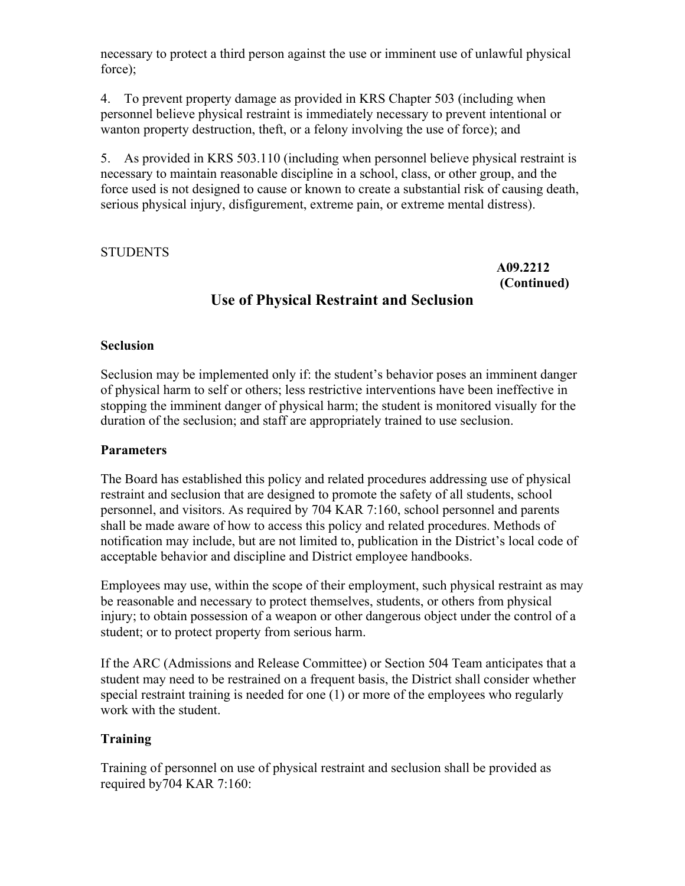necessary to protect a third person against the use or imminent use of unlawful physical force);

4. To prevent property damage as provided in KRS Chapter 503 (including when personnel believe physical restraint is immediately necessary to prevent intentional or wanton property destruction, theft, or a felony involving the use of force); and

5. As provided in KRS 503.110 (including when personnel believe physical restraint is necessary to maintain reasonable discipline in a school, class, or other group, and the force used is not designed to cause or known to create a substantial risk of causing death, serious physical injury, disfigurement, extreme pain, or extreme mental distress).

STUDENTS

**A09.2212 (Continued)**

## Use of Physical Restraint and Seclusion

### Seclusion

Seclusion may be implemented only if: the student's behavior poses an imminent danger of physical harm to self or others; less restrictive interventions have been ineffective in stopping the imminent danger of physical harm; the student is monitored visually for the duration of the seclusion; and staff are appropriately trained to use seclusion.

### Parameters

The Board has established this policy and related procedures addressing use of physical restraint and seclusion that are designed to promote the safety of all students, school personnel, and visitors. As required by 704 KAR 7:160, school personnel and parents shall be made aware of how to access this policy and related procedures. Methods of notification may include, but are not limited to, publication in the District's local code of acceptable behavior and discipline and District employee handbooks.

Employees may use, within the scope of their employment, such physical restraint as may be reasonable and necessary to protect themselves, students, or others from physical injury; to obtain possession of a weapon or other dangerous object under the control of a student; or to protect property from serious harm.

If the ARC (Admissions and Release Committee) or Section 504 Team anticipates that a student may need to be restrained on a frequent basis, the District shall consider whether special restraint training is needed for one (1) or more of the employees who regularly work with the student.

### Training

Training of personnel on use of physical restraint and seclusion shall be provided as required by704 KAR 7:160: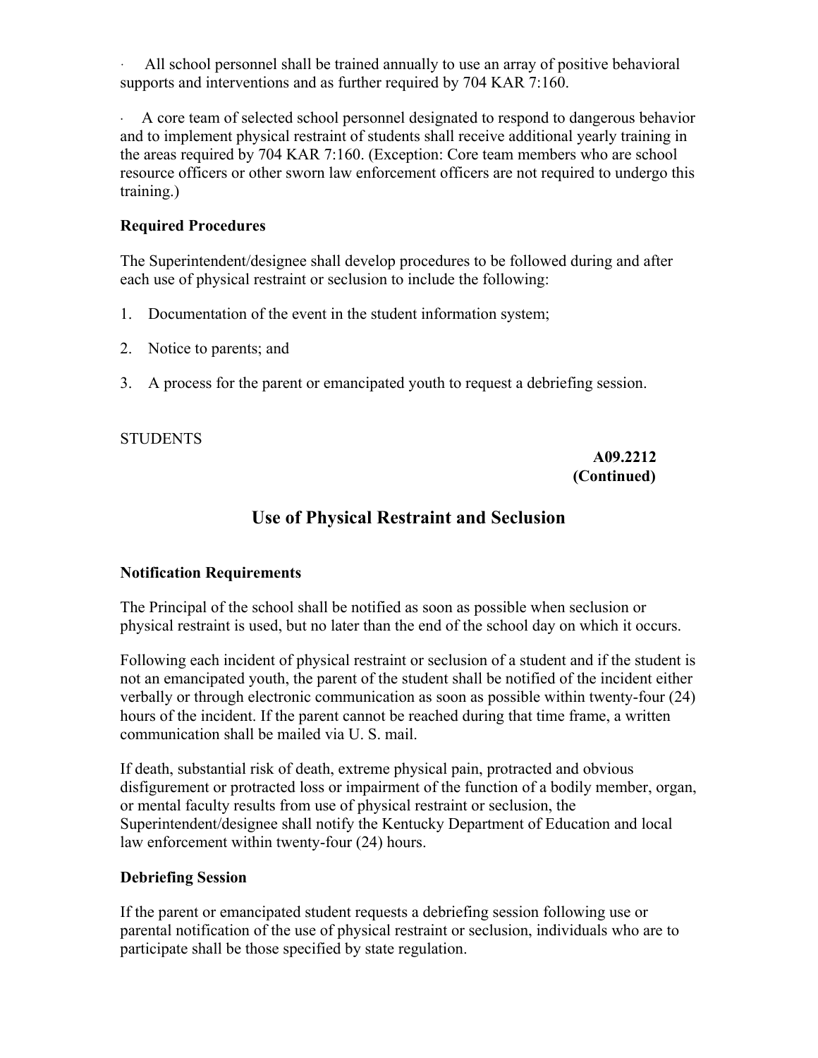- All school personnel shall be trained annually to use an array of positive behavioral supports and interventions and as further required by 704 KAR 7:160.
- A core team of selected school personnel designated to respond to dangerous behavior and to implement physical restraint of students shall receive additional yearly training in the areas required by 704 KAR 7:160. (Exception: Core team members who are school resource officers or other sworn law enforcement officers are not required to undergo this training.)

**Required Procedures**

The Superintendent/designee shall develop procedures to be followed during and after each use of physical restraint or seclusion to include the following:

1. Documentation of the event in the student information system;
2. Notice to parents; and
3. A process for the parent or emancipated youth to request a debriefing session.

STUDENTS

**A09.2212**
**(Continued)**

## Use of Physical Restraint and Seclusion

**Notification Requirements**

The Principal of the school shall be notified as soon as possible when seclusion or physical restraint is used, but no later than the end of the school day on which it occurs.

Following each incident of physical restraint or seclusion of a student and if the student is not an emancipated youth, the parent of the student shall be notified of the incident either verbally or through electronic communication as soon as possible within twenty-four (24) hours of the incident. If the parent cannot be reached during that time frame, a written communication shall be mailed via U. S. mail.

If death, substantial risk of death, extreme physical pain, protracted and obvious disfigurement or protracted loss or impairment of the function of a bodily member, organ, or mental faculty results from use of physical restraint or seclusion, the Superintendent/designee shall notify the Kentucky Department of Education and local law enforcement within twenty-four (24) hours.

**Debriefing Session**

If the parent or emancipated student requests a debriefing session following use or parental notification of the use of physical restraint or seclusion, individuals who are to participate shall be those specified by state regulation.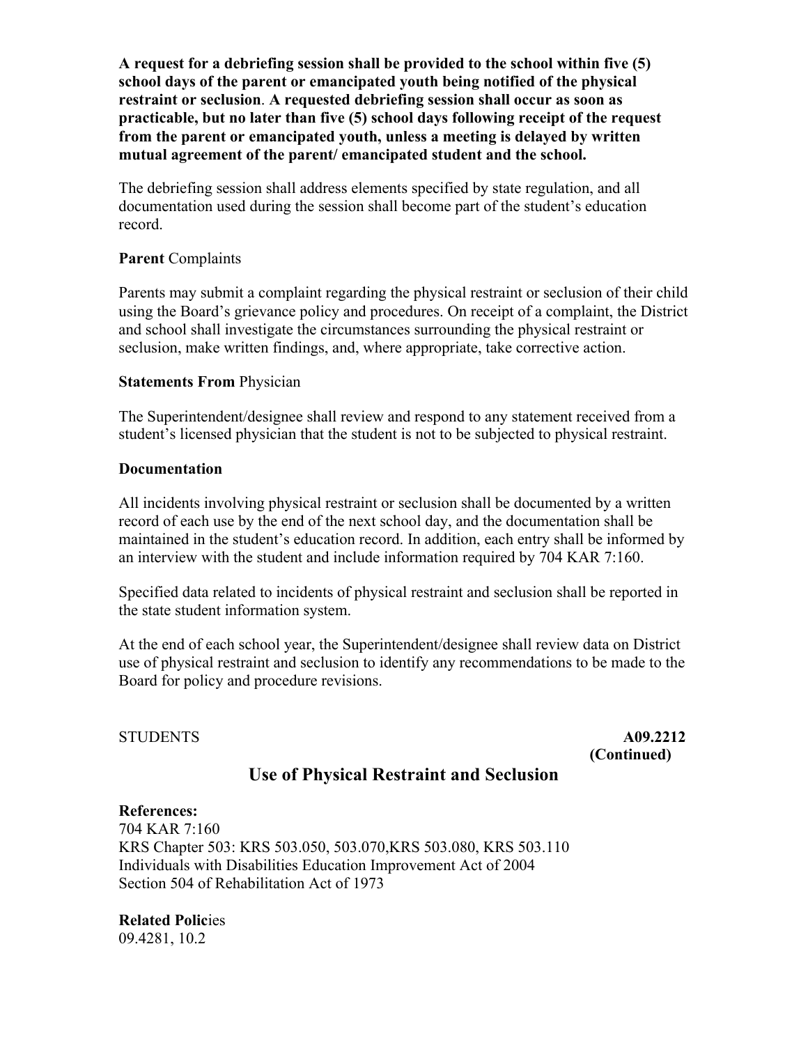**A request for a debriefing session shall be provided to the school within five (5) school days of the parent or emancipated youth being notified of the physical restraint or seclusion**. **A requested debriefing session shall occur as soon as practicable, but no later than five (5) school days following receipt of the request from the parent or emancipated youth, unless a meeting is delayed by written mutual agreement of the parent/ emancipated student and the school.**

The debriefing session shall address elements specified by state regulation, and all documentation used during the session shall become part of the student's education record.

**Parent** Complaints

Parents may submit a complaint regarding the physical restraint or seclusion of their child using the Board's grievance policy and procedures. On receipt of a complaint, the District and school shall investigate the circumstances surrounding the physical restraint or seclusion, make written findings, and, where appropriate, take corrective action.

**Statements From** Physician

The Superintendent/designee shall review and respond to any statement received from a student's licensed physician that the student is not to be subjected to physical restraint.

**Documentation**

All incidents involving physical restraint or seclusion shall be documented by a written record of each use by the end of the next school day, and the documentation shall be maintained in the student's education record. In addition, each entry shall be informed by an interview with the student and include information required by 704 KAR 7:160.

Specified data related to incidents of physical restraint and seclusion shall be reported in the state student information system.

At the end of each school year, the Superintendent/designee shall review data on District use of physical restraint and seclusion to identify any recommendations to be made to the Board for policy and procedure revisions.

STUDENTS **A09.2212 (Continued)**

## Use of Physical Restraint and Seclusion

**References:**
704 KAR 7:160
KRS Chapter 503: KRS 503.050, 503.070,KRS 503.080, KRS 503.110
Individuals with Disabilities Education Improvement Act of 2004
Section 504 of Rehabilitation Act of 1973

**Related Polic**ies
09.4281, 10.2